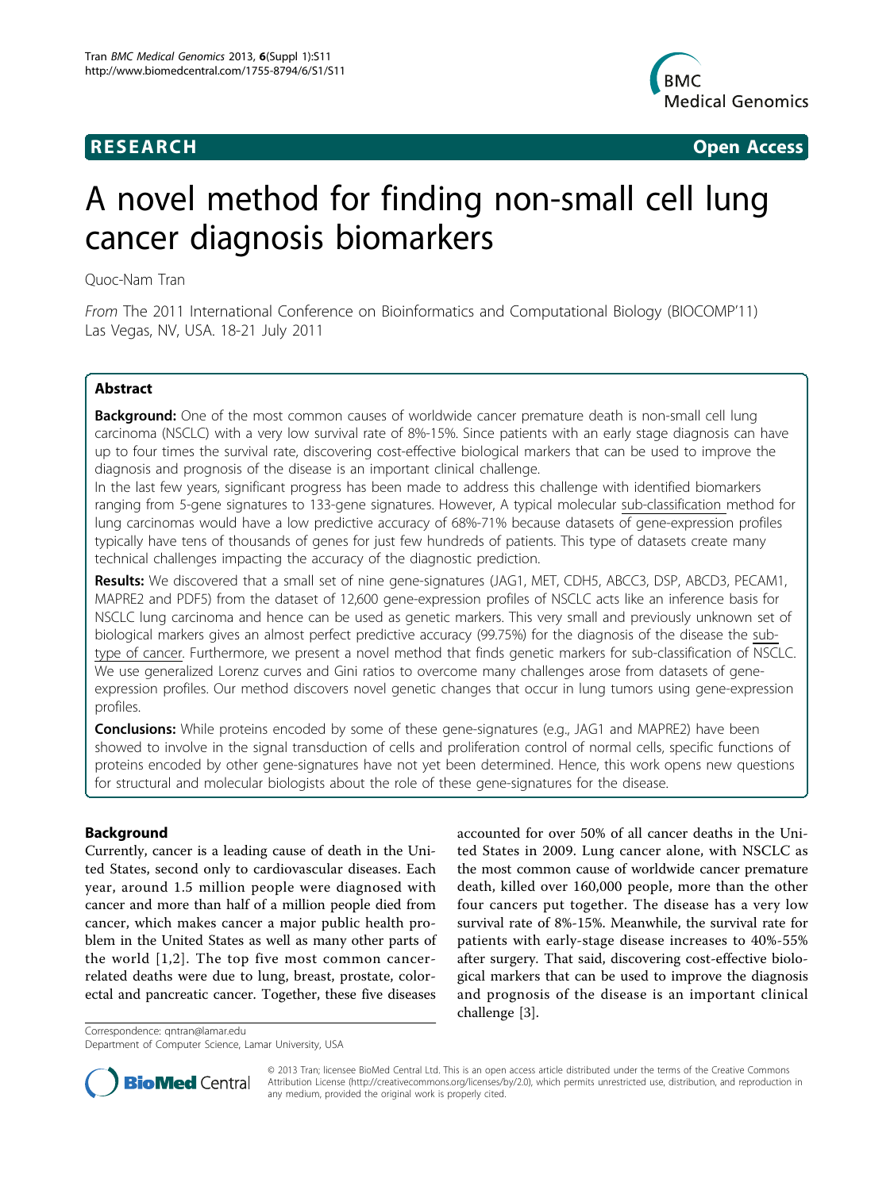**RESEARCH** **Open Access**

# A novel method for finding non-small cell lung cancer diagnosis biomarkers

Quoc-Nam Tran

*From* The 2011 International Conference on Bioinformatics and Computational Biology (BIOCOMP'11)
Las Vegas, NV, USA. 18-21 July 2011

## Abstract

**Background:** One of the most common causes of worldwide cancer premature death is non-small cell lung carcinoma (NSCLC) with a very low survival rate of 8%-15%. Since patients with an early stage diagnosis can have up to four times the survival rate, discovering cost-effective biological markers that can be used to improve the diagnosis and prognosis of the disease is an important clinical challenge.

In the last few years, significant progress has been made to address this challenge with identified biomarkers ranging from 5-gene signatures to 133-gene signatures. However, A typical molecular sub-classification method for lung carcinomas would have a low predictive accuracy of 68%-71% because datasets of gene-expression profiles typically have tens of thousands of genes for just few hundreds of patients. This type of datasets create many technical challenges impacting the accuracy of the diagnostic prediction.

**Results:** We discovered that a small set of nine gene-signatures (JAG1, MET, CDH5, ABCC3, DSP, ABCD3, PECAM1, MAPRE2 and PDF5) from the dataset of 12,600 gene-expression profiles of NSCLC acts like an inference basis for NSCLC lung carcinoma and hence can be used as genetic markers. This very small and previously unknown set of biological markers gives an almost perfect predictive accuracy (99.75%) for the diagnosis of the disease the sub-type of cancer. Furthermore, we present a novel method that finds genetic markers for sub-classification of NSCLC. We use generalized Lorenz curves and Gini ratios to overcome many challenges arose from datasets of gene-expression profiles. Our method discovers novel genetic changes that occur in lung tumors using gene-expression profiles.

**Conclusions:** While proteins encoded by some of these gene-signatures (e.g., JAG1 and MAPRE2) have been showed to involve in the signal transduction of cells and proliferation control of normal cells, specific functions of proteins encoded by other gene-signatures have not yet been determined. Hence, this work opens new questions for structural and molecular biologists about the role of these gene-signatures for the disease.

## Background

Currently, cancer is a leading cause of death in the United States, second only to cardiovascular diseases. Each year, around 1.5 million people were diagnosed with cancer and more than half of a million people died from cancer, which makes cancer a major public health problem in the United States as well as many other parts of the world [1,2]. The top five most common cancer-related deaths were due to lung, breast, prostate, colorectal and pancreatic cancer. Together, these five diseases accounted for over 50% of all cancer deaths in the United States in 2009. Lung cancer alone, with NSCLC as the most common cause of worldwide cancer premature death, killed over 160,000 people, more than the other four cancers put together. The disease has a very low survival rate of 8%-15%. Meanwhile, the survival rate for patients with early-stage disease increases to 40%-55% after surgery. That said, discovering cost-effective biological markers that can be used to improve the diagnosis and prognosis of the disease is an important clinical challenge [3].

Correspondence: qntran@lamar.edu
Department of Computer Science, Lamar University, USA

© 2013 Tran; licensee BioMed Central Ltd. This is an open access article distributed under the terms of the Creative Commons Attribution License (http://creativecommons.org/licenses/by/2.0), which permits unrestricted use, distribution, and reproduction in any medium, provided the original work is properly cited.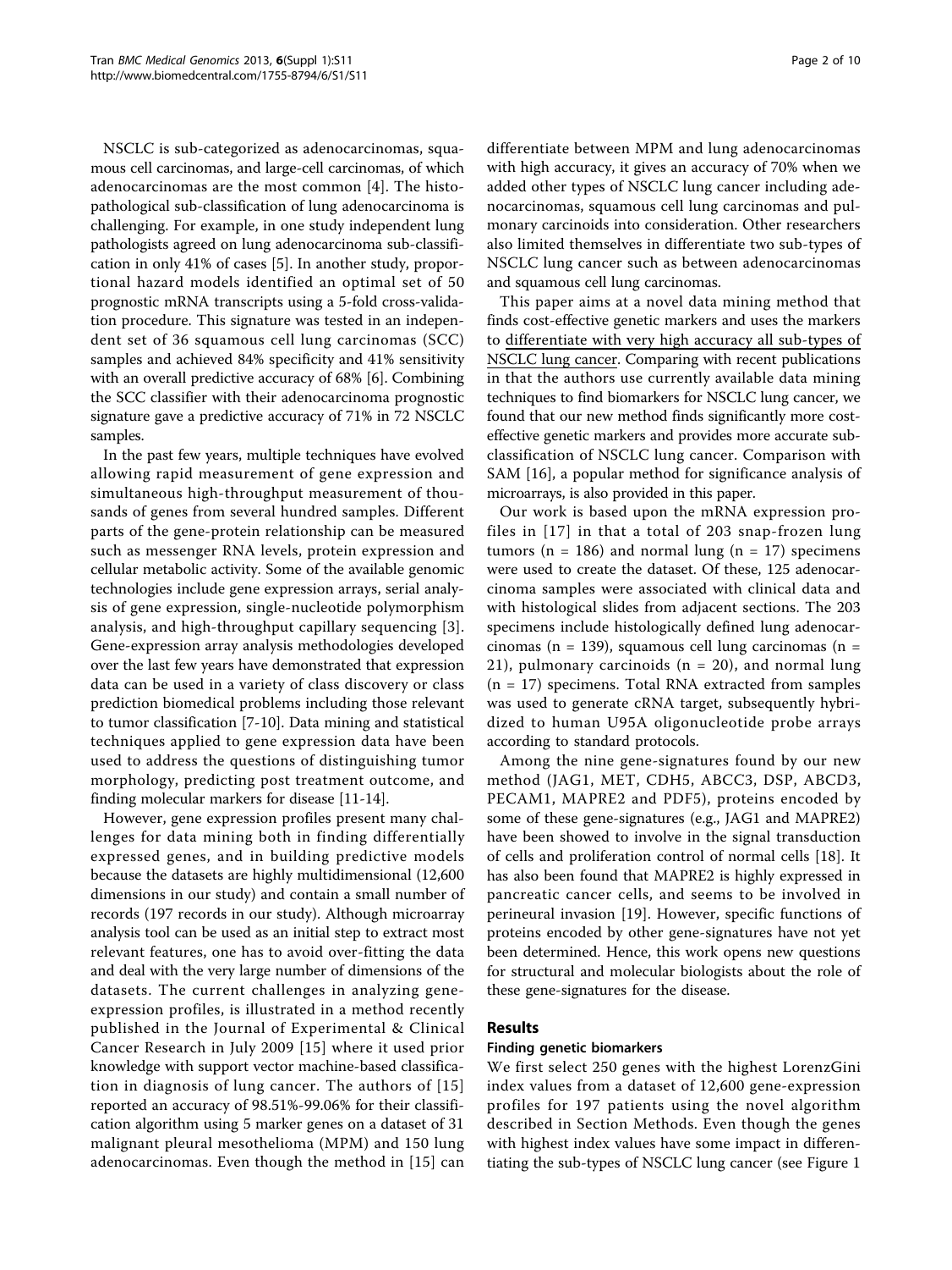NSCLC is sub-categorized as adenocarcinomas, squamous cell carcinomas, and large-cell carcinomas, of which adenocarcinomas are the most common [4]. The histopathological sub-classification of lung adenocarcinoma is challenging. For example, in one study independent lung pathologists agreed on lung adenocarcinoma sub-classification in only 41% of cases [5]. In another study, proportional hazard models identified an optimal set of 50 prognostic mRNA transcripts using a 5-fold cross-validation procedure. This signature was tested in an independent set of 36 squamous cell lung carcinomas (SCC) samples and achieved 84% specificity and 41% sensitivity with an overall predictive accuracy of 68% [6]. Combining the SCC classifier with their adenocarcinoma prognostic signature gave a predictive accuracy of 71% in 72 NSCLC samples.

In the past few years, multiple techniques have evolved allowing rapid measurement of gene expression and simultaneous high-throughput measurement of thousands of genes from several hundred samples. Different parts of the gene-protein relationship can be measured such as messenger RNA levels, protein expression and cellular metabolic activity. Some of the available genomic technologies include gene expression arrays, serial analysis of gene expression, single-nucleotide polymorphism analysis, and high-throughput capillary sequencing [3]. Gene-expression array analysis methodologies developed over the last few years have demonstrated that expression data can be used in a variety of class discovery or class prediction biomedical problems including those relevant to tumor classification [7-10]. Data mining and statistical techniques applied to gene expression data have been used to address the questions of distinguishing tumor morphology, predicting post treatment outcome, and finding molecular markers for disease [11-14].

However, gene expression profiles present many challenges for data mining both in finding differentially expressed genes, and in building predictive models because the datasets are highly multidimensional (12,600 dimensions in our study) and contain a small number of records (197 records in our study). Although microarray analysis tool can be used as an initial step to extract most relevant features, one has to avoid over-fitting the data and deal with the very large number of dimensions of the datasets. The current challenges in analyzing gene-expression profiles, is illustrated in a method recently published in the Journal of Experimental & Clinical Cancer Research in July 2009 [15] where it used prior knowledge with support vector machine-based classification in diagnosis of lung cancer. The authors of [15] reported an accuracy of 98.51%-99.06% for their classification algorithm using 5 marker genes on a dataset of 31 malignant pleural mesothelioma (MPM) and 150 lung adenocarcinomas. Even though the method in [15] can differentiate between MPM and lung adenocarcinomas with high accuracy, it gives an accuracy of 70% when we added other types of NSCLC lung cancer including adenocarcinomas, squamous cell lung carcinomas and pulmonary carcinoids into consideration. Other researchers also limited themselves in differentiate two sub-types of NSCLC lung cancer such as between adenocarcinomas and squamous cell lung carcinomas.

This paper aims at a novel data mining method that finds cost-effective genetic markers and uses the markers to differentiate with very high accuracy all sub-types of NSCLC lung cancer. Comparing with recent publications in that the authors use currently available data mining techniques to find biomarkers for NSCLC lung cancer, we found that our new method finds significantly more cost-effective genetic markers and provides more accurate sub-classification of NSCLC lung cancer. Comparison with SAM [16], a popular method for significance analysis of microarrays, is also provided in this paper.

Our work is based upon the mRNA expression profiles in [17] in that a total of 203 snap-frozen lung tumors (n = 186) and normal lung (n = 17) specimens were used to create the dataset. Of these, 125 adenocarcinoma samples were associated with clinical data and with histological slides from adjacent sections. The 203 specimens include histologically defined lung adenocarcinomas (n = 139), squamous cell lung carcinomas (n = 21), pulmonary carcinoids (n = 20), and normal lung (n = 17) specimens. Total RNA extracted from samples was used to generate cRNA target, subsequently hybridized to human U95A oligonucleotide probe arrays according to standard protocols.

Among the nine gene-signatures found by our new method (JAG1, MET, CDH5, ABCC3, DSP, ABCD3, PECAM1, MAPRE2 and PDF5), proteins encoded by some of these gene-signatures (e.g., JAG1 and MAPRE2) have been showed to involve in the signal transduction of cells and proliferation control of normal cells [18]. It has also been found that MAPRE2 is highly expressed in pancreatic cancer cells, and seems to be involved in perineural invasion [19]. However, specific functions of proteins encoded by other gene-signatures have not yet been determined. Hence, this work opens new questions for structural and molecular biologists about the role of these gene-signatures for the disease.

## Results

### Finding genetic biomarkers

We first select 250 genes with the highest LorenzGini index values from a dataset of 12,600 gene-expression profiles for 197 patients using the novel algorithm described in Section Methods. Even though the genes with highest index values have some impact in differentiating the sub-types of NSCLC lung cancer (see Figure 1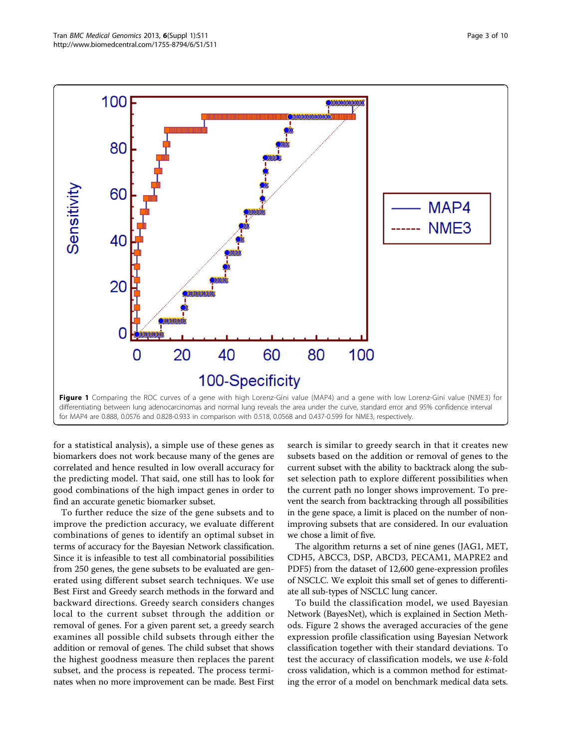**Figure 1** Comparing the ROC curves of a gene with high Lorenz-Gini value (MAP4) and a gene with low Lorenz-Gini value (NME3) for differentiating between lung adenocarcinomas and normal lung reveals the area under the curve, standard error and 95% confidence interval for MAP4 are 0.888, 0.0576 and 0.828-0.933 in comparison with 0.518, 0.0568 and 0.437-0.599 for NME3, respectively.

for a statistical analysis), a simple use of these genes as biomarkers does not work because many of the genes are correlated and hence resulted in low overall accuracy for the predicting model. That said, one still has to look for good combinations of the high impact genes in order to find an accurate genetic biomarker subset.

To further reduce the size of the gene subsets and to improve the prediction accuracy, we evaluate different combinations of genes to identify an optimal subset in terms of accuracy for the Bayesian Network classification. Since it is infeasible to test all combinatorial possibilities from 250 genes, the gene subsets to be evaluated are generated using different subset search techniques. We use Best First and Greedy search methods in the forward and backward directions. Greedy search considers changes local to the current subset through the addition or removal of genes. For a given parent set, a greedy search examines all possible child subsets through either the addition or removal of genes. The child subset that shows the highest goodness measure then replaces the parent subset, and the process is repeated. The process terminates when no more improvement can be made. Best First search is similar to greedy search in that it creates new subsets based on the addition or removal of genes to the current subset with the ability to backtrack along the subset selection path to explore different possibilities when the current path no longer shows improvement. To prevent the search from backtracking through all possibilities in the gene space, a limit is placed on the number of non-improving subsets that are considered. In our evaluation we chose a limit of five.

The algorithm returns a set of nine genes (JAG1, MET, CDH5, ABCC3, DSP, ABCD3, PECAM1, MAPRE2 and PDF5) from the dataset of 12,600 gene-expression profiles of NSCLC. We exploit this small set of genes to differentiate all sub-types of NSCLC lung cancer.

To build the classification model, we used Bayesian Network (BayesNet), which is explained in Section Methods. Figure 2 shows the averaged accuracies of the gene expression profile classification using Bayesian Network classification together with their standard deviations. To test the accuracy of classification models, we use *k*-fold cross validation, which is a common method for estimating the error of a model on benchmark medical data sets.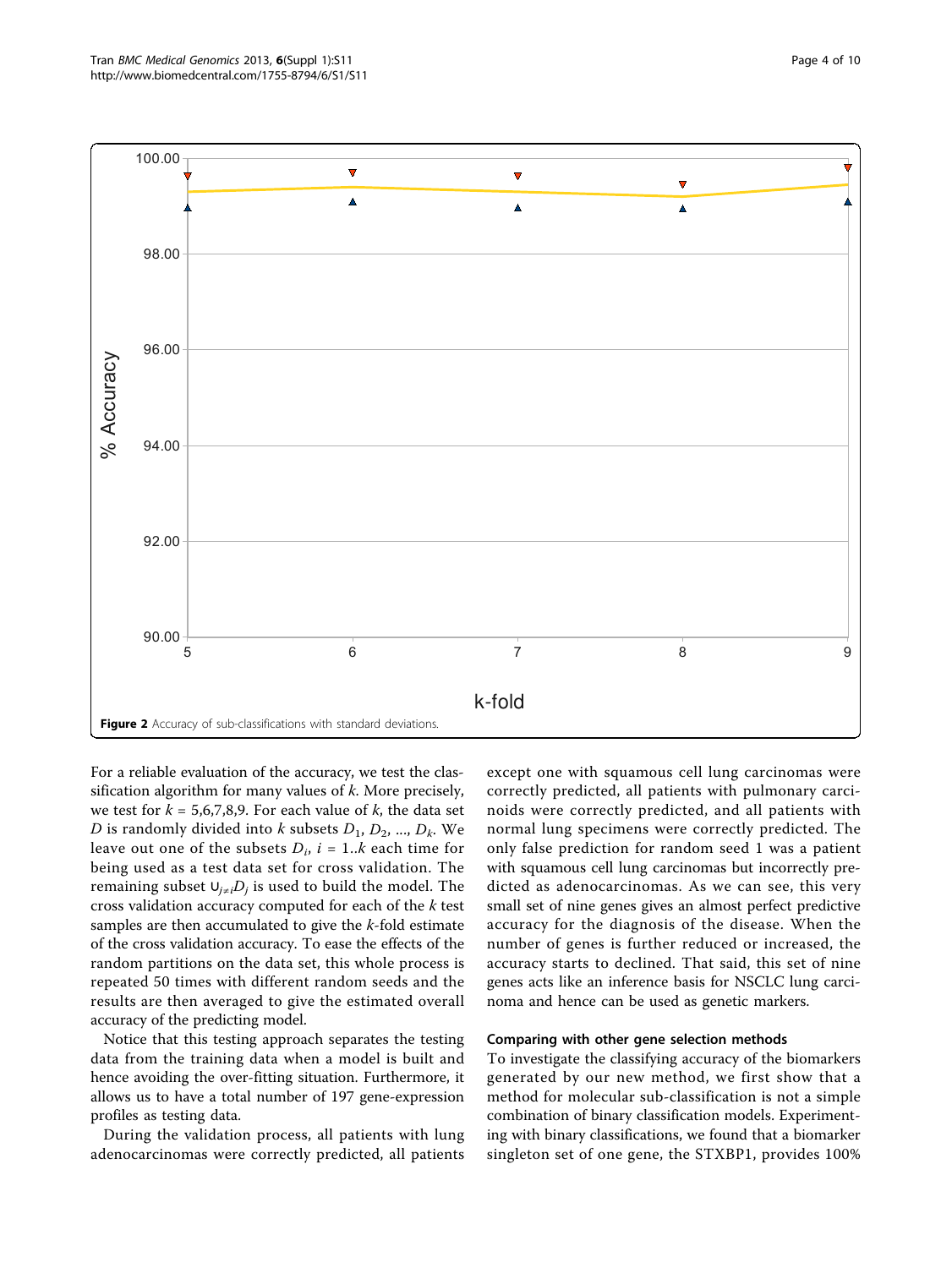**Figure 2** Accuracy of sub-classifications with standard deviations.

For a reliable evaluation of the accuracy, we test the classification algorithm for many values of $k$. More precisely, we test for $k = 5,6,7,8,9$. For each value of $k$, the data set $D$ is randomly divided into $k$ subsets $D_1, D_2, ..., D_k$. We leave out one of the subsets $D_i$, $i = 1..k$ each time for being used as a test data set for cross validation. The remaining subset $\cup_{j \neq i} D_j$ is used to build the model. The cross validation accuracy computed for each of the $k$ test samples are then accumulated to give the $k$-fold estimate of the cross validation accuracy. To ease the effects of the random partitions on the data set, this whole process is repeated 50 times with different random seeds and the results are then averaged to give the estimated overall accuracy of the predicting model.

Notice that this testing approach separates the testing data from the training data when a model is built and hence avoiding the over-fitting situation. Furthermore, it allows us to have a total number of 197 gene-expression profiles as testing data.

During the validation process, all patients with lung adenocarcinomas were correctly predicted, all patients except one with squamous cell lung carcinomas were correctly predicted, all patients with pulmonary carcinoids were correctly predicted, and all patients with normal lung specimens were correctly predicted. The only false prediction for random seed 1 was a patient with squamous cell lung carcinomas but incorrectly predicted as adenocarcinomas. As we can see, this very small set of nine genes gives an almost perfect predictive accuracy for the diagnosis of the disease. When the number of genes is further reduced or increased, the accuracy starts to declined. That said, this set of nine genes acts like an inference basis for NSCLC lung carcinoma and hence can be used as genetic markers.

### Comparing with other gene selection methods

To investigate the classifying accuracy of the biomarkers generated by our new method, we first show that a method for molecular sub-classification is not a simple combination of binary classification models. Experimenting with binary classifications, we found that a biomarker singleton set of one gene, the STXBP1, provides 100%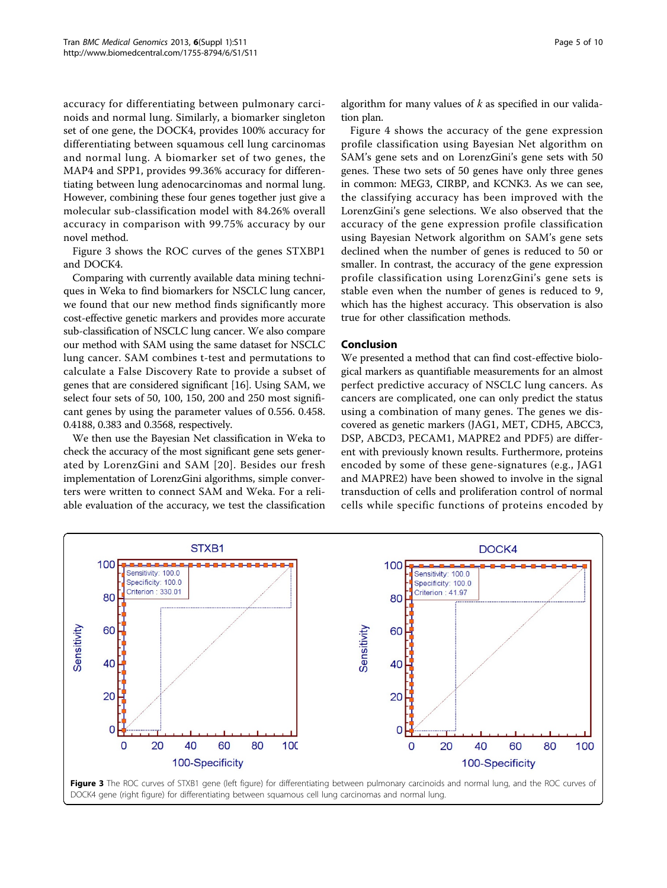accuracy for differentiating between pulmonary carcinoids and normal lung. Similarly, a biomarker singleton set of one gene, the DOCK4, provides 100% accuracy for differentiating between squamous cell lung carcinomas and normal lung. A biomarker set of two genes, the MAP4 and SPP1, provides 99.36% accuracy for differentiating between lung adenocarcinomas and normal lung. However, combining these four genes together just give a molecular sub-classification model with 84.26% overall accuracy in comparison with 99.75% accuracy by our novel method.

Figure 3 shows the ROC curves of the genes STXBP1 and DOCK4.

Comparing with currently available data mining techniques in Weka to find biomarkers for NSCLC lung cancer, we found that our new method finds significantly more cost-effective genetic markers and provides more accurate sub-classification of NSCLC lung cancer. We also compare our method with SAM using the same dataset for NSCLC lung cancer. SAM combines t-test and permutations to calculate a False Discovery Rate to provide a subset of genes that are considered significant [16]. Using SAM, we select four sets of 50, 100, 150, 200 and 250 most significant genes by using the parameter values of 0.556. 0.458. 0.4188, 0.383 and 0.3568, respectively.

We then use the Bayesian Net classification in Weka to check the accuracy of the most significant gene sets generated by LorenzGini and SAM [20]. Besides our fresh implementation of LorenzGini algorithms, simple converters were written to connect SAM and Weka. For a reliable evaluation of the accuracy, we test the classification algorithm for many values of *k* as specified in our validation plan.

Figure 4 shows the accuracy of the gene expression profile classification using Bayesian Net algorithm on SAM's gene sets and on LorenzGini's gene sets with 50 genes. These two sets of 50 genes have only three genes in common: MEG3, CIRBP, and KCNK3. As we can see, the classifying accuracy has been improved with the LorenzGini's gene selections. We also observed that the accuracy of the gene expression profile classification using Bayesian Network algorithm on SAM's gene sets declined when the number of genes is reduced to 50 or smaller. In contrast, the accuracy of the gene expression profile classification using LorenzGini's gene sets is stable even when the number of genes is reduced to 9, which has the highest accuracy. This observation is also true for other classification methods.

## Conclusion

We presented a method that can find cost-effective biological markers as quantifiable measurements for an almost perfect predictive accuracy of NSCLC lung cancers. As cancers are complicated, one can only predict the status using a combination of many genes. The genes we discovered as genetic markers (JAG1, MET, CDH5, ABCC3, DSP, ABCD3, PECAM1, MAPRE2 and PDF5) are different with previously known results. Furthermore, proteins encoded by some of these gene-signatures (e.g., JAG1 and MAPRE2) have been showed to involve in the signal transduction of cells and proliferation control of normal cells while specific functions of proteins encoded by

**Figure 3** The ROC curves of STXB1 gene (left figure) for differentiating between pulmonary carcinoids and normal lung, and the ROC curves of DOCK4 gene (right figure) for differentiating between squamous cell lung carcinomas and normal lung.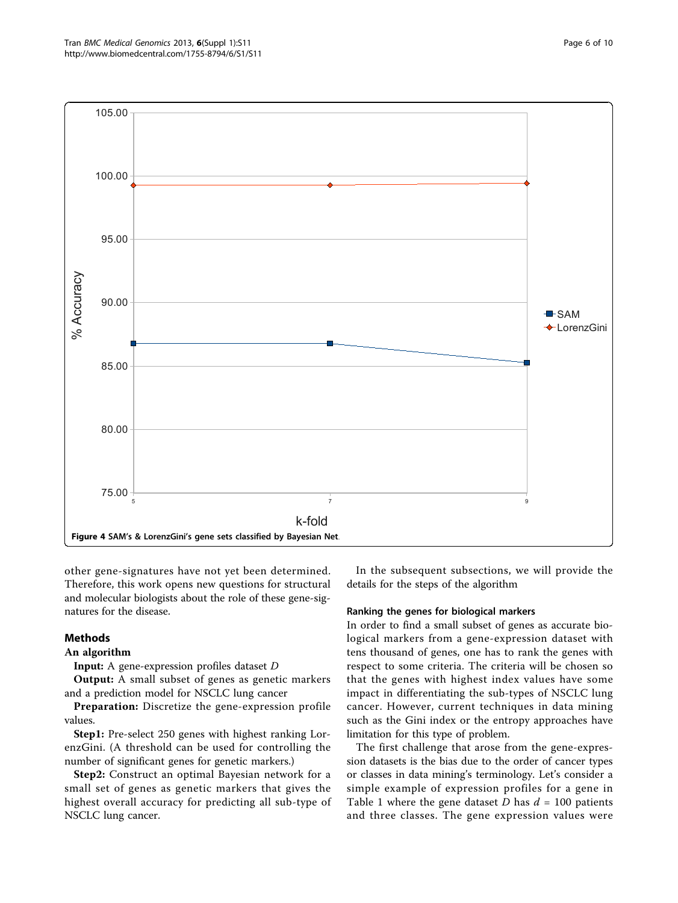Figure 4 SAM's & LorenzGini's gene sets classified by Bayesian Net.

other gene-signatures have not yet been determined. Therefore, this work opens new questions for structural and molecular biologists about the role of these gene-signatures for the disease.

## Methods

### An algorithm

**Input:** A gene-expression profiles dataset $D$

**Output:** A small subset of genes as genetic markers and a prediction model for NSCLC lung cancer

**Preparation:** Discretize the gene-expression profile values.

**Step1:** Pre-select 250 genes with highest ranking LorenzGini. (A threshold can be used for controlling the number of significant genes for genetic markers.)

**Step2:** Construct an optimal Bayesian network for a small set of genes as genetic markers that gives the highest overall accuracy for predicting all sub-type of NSCLC lung cancer.

In the subsequent subsections, we will provide the details for the steps of the algorithm

### Ranking the genes for biological markers

In order to find a small subset of genes as accurate biological markers from a gene-expression dataset with tens thousand of genes, one has to rank the genes with respect to some criteria. The criteria will be chosen so that the genes with highest index values have some impact in differentiating the sub-types of NSCLC lung cancer. However, current techniques in data mining such as the Gini index or the entropy approaches have limitation for this type of problem.

The first challenge that arose from the gene-expression datasets is the bias due to the order of cancer types or classes in data mining's terminology. Let's consider a simple example of expression profiles for a gene in Table 1 where the gene dataset $D$ has $d$ = 100 patients and three classes. The gene expression values were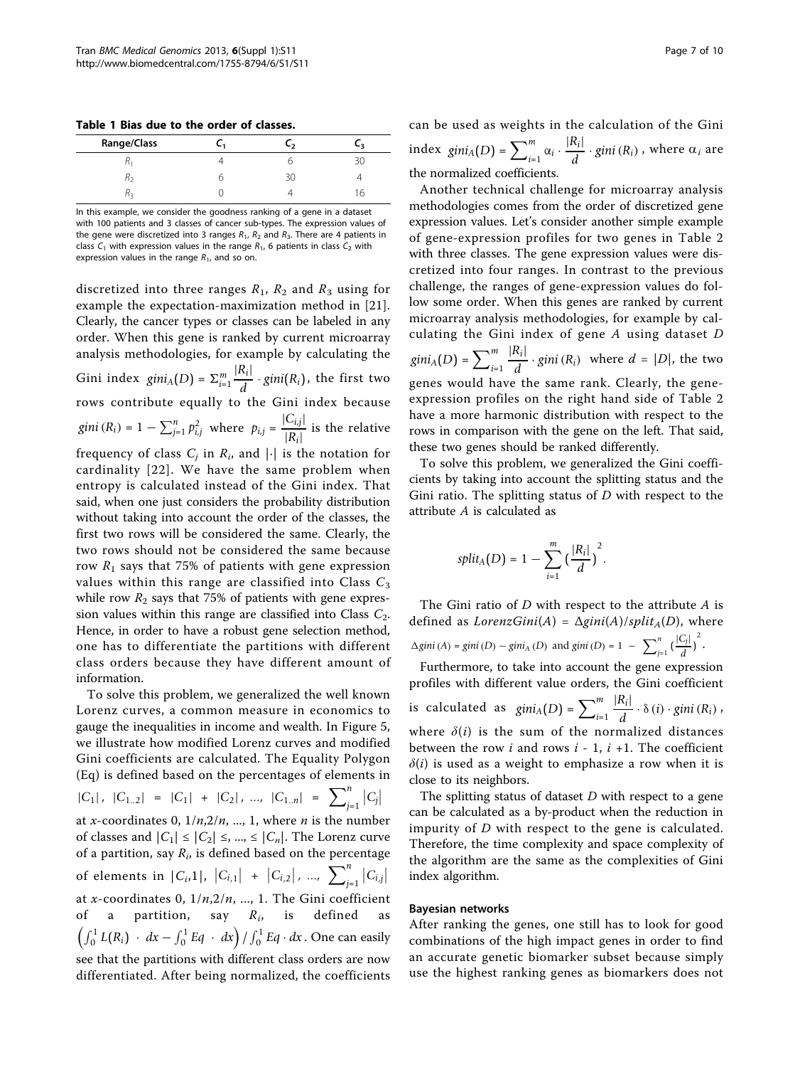**Table 1 Bias due to the order of classes.**

| Range/Class | $C_1$ | $C_2$ | $C_3$ |
|---|---|---|---|
| $R_1$ | 4 | 6 | 30 |
| $R_2$ | 6 | 30 | 4 |
| $R_3$ | 0 | 4 | 16 |

In this example, we consider the goodness ranking of a gene in a dataset with 100 patients and 3 classes of cancer sub-types. The expression values of the gene were discretized into 3 ranges $R_1$, $R_2$ and $R_3$. There are 4 patients in class $C_1$ with expression values in the range $R_1$, 6 patients in class $C_2$ with expression values in the range $R_1$, and so on.

discretized into three ranges $R_1$, $R_2$ and $R_3$ using for example the expectation-maximization method in [21]. Clearly, the cancer types or classes can be labeled in any order. When this gene is ranked by current microarray analysis methodologies, for example by calculating the Gini index $gini_A(D) = \Sigma_{i=1}^{m} \frac{|R_i|}{d} \cdot gini(R_i)$, the first two rows contribute equally to the Gini index because $gini(R_i) = 1 - \sum_{j=1}^{n} p_{i,j}^2$ where $p_{i,j} = \frac{|C_{i,j}|}{|R_i|}$ is the relative frequency of class $C_j$ in $R_i$, and $|\cdot|$ is the notation for cardinality [22]. We have the same problem when entropy is calculated instead of the Gini index. That said, when one just considers the probability distribution without taking into account the order of the classes, the first two rows will be considered the same. Clearly, the two rows should not be considered the same because row $R_1$ says that 75% of patients with gene expression values within this range are classified into Class $C_3$ while row $R_2$ says that 75% of patients with gene expression values within this range are classified into Class $C_2$. Hence, in order to have a robust gene selection method, one has to differentiate the partitions with different class orders because they have different amount of information.

To solve this problem, we generalized the well known Lorenz curves, a common measure in economics to gauge the inequalities in income and wealth. In Figure 5, we illustrate how modified Lorenz curves and modified Gini coefficients are calculated. The Equality Polygon (Eq) is defined based on the percentages of elements in $|C_1|$, $|C_{1..2}| = |C_1| + |C_2|$, ..., $|C_{1..n}| = \sum_{j=1}^{n} |C_j|$ at $x$-coordinates 0, $1/n$, $2/n$, ..., 1, where $n$ is the number of classes and $|C_1| \le |C_2| \le, ..., \le |C_n|$. The Lorenz curve of a partition, say $R_i$, is defined based on the percentage of elements in $|C_{i},1|$, $|C_{i,1}| + |C_{i,2}|$, ..., $\sum_{j=1}^{n} |C_{i,j}|$ at $x$-coordinates 0, $1/n$, $2/n$, ..., 1. The Gini coefficient of a partition, say $R_i$, is defined as $\left(\int_0^1 L(R_i) \cdot dx - \int_0^1 Eq \cdot dx\right) / \int_0^1 Eq \cdot dx$. One can easily see that the partitions with different class orders are now differentiated. After being normalized, the coefficients can be used as weights in the calculation of the Gini index $gini_A(D) = \sum_{i=1}^{m} \alpha_i \cdot \frac{|R_i|}{d} \cdot gini(R_i)$, where $\alpha_i$ are the normalized coefficients.

Another technical challenge for microarray analysis methodologies comes from the order of discretized gene expression values. Let's consider another simple example of gene-expression profiles for two genes in Table 2 with three classes. The gene expression values were discretized into four ranges. In contrast to the previous challenge, the ranges of gene-expression values do follow some order. When this genes are ranked by current microarray analysis methodologies, for example by calculating the Gini index of gene $A$ using dataset $D$ $gini_A(D) = \sum_{i=1}^{m} \frac{|R_i|}{d} \cdot gini(R_i)$ where $d = |D|$, the two genes would have the same rank. Clearly, the gene-expression profiles on the right hand side of Table 2 have a more harmonic distribution with respect to the rows in comparison with the gene on the left. That said, these two genes should be ranked differently.

To solve this problem, we generalized the Gini coefficients by taking into account the splitting status and the Gini ratio. The splitting status of $D$ with respect to the attribute $A$ is calculated as

$$split_A(D) = 1 - \sum_{i=1}^{m} \left(\frac{|R_i|}{d}\right)^2.$$

The Gini ratio of $D$ with respect to the attribute $A$ is defined as $LorenzGini(A) = \Delta gini(A)/split_A(D)$, where $\Delta gini(A) = gini(D) - gini_A(D)$ and $gini(D) = 1 - \sum_{j=1}^{n} \left(\frac{|C_j|}{d}\right)^2$.

Furthermore, to take into account the gene expression profiles with different value orders, the Gini coefficient is calculated as $gini_A(D) = \sum_{i=1}^{m} \frac{|R_i|}{d} \cdot \delta(i) \cdot gini(R_i)$, where $\delta(i)$ is the sum of the normalized distances between the row $i$ and rows $i$ - 1, $i$ +1. The coefficient $\delta(i)$ is used as a weight to emphasize a row when it is close to its neighbors.

The splitting status of dataset $D$ with respect to a gene can be calculated as a by-product when the reduction in impurity of $D$ with respect to the gene is calculated. Therefore, the time complexity and space complexity of the algorithm are the same as the complexities of Gini index algorithm.

### Bayesian networks

After ranking the genes, one still has to look for good combinations of the high impact genes in order to find an accurate genetic biomarker subset because simply use the highest ranking genes as biomarkers does not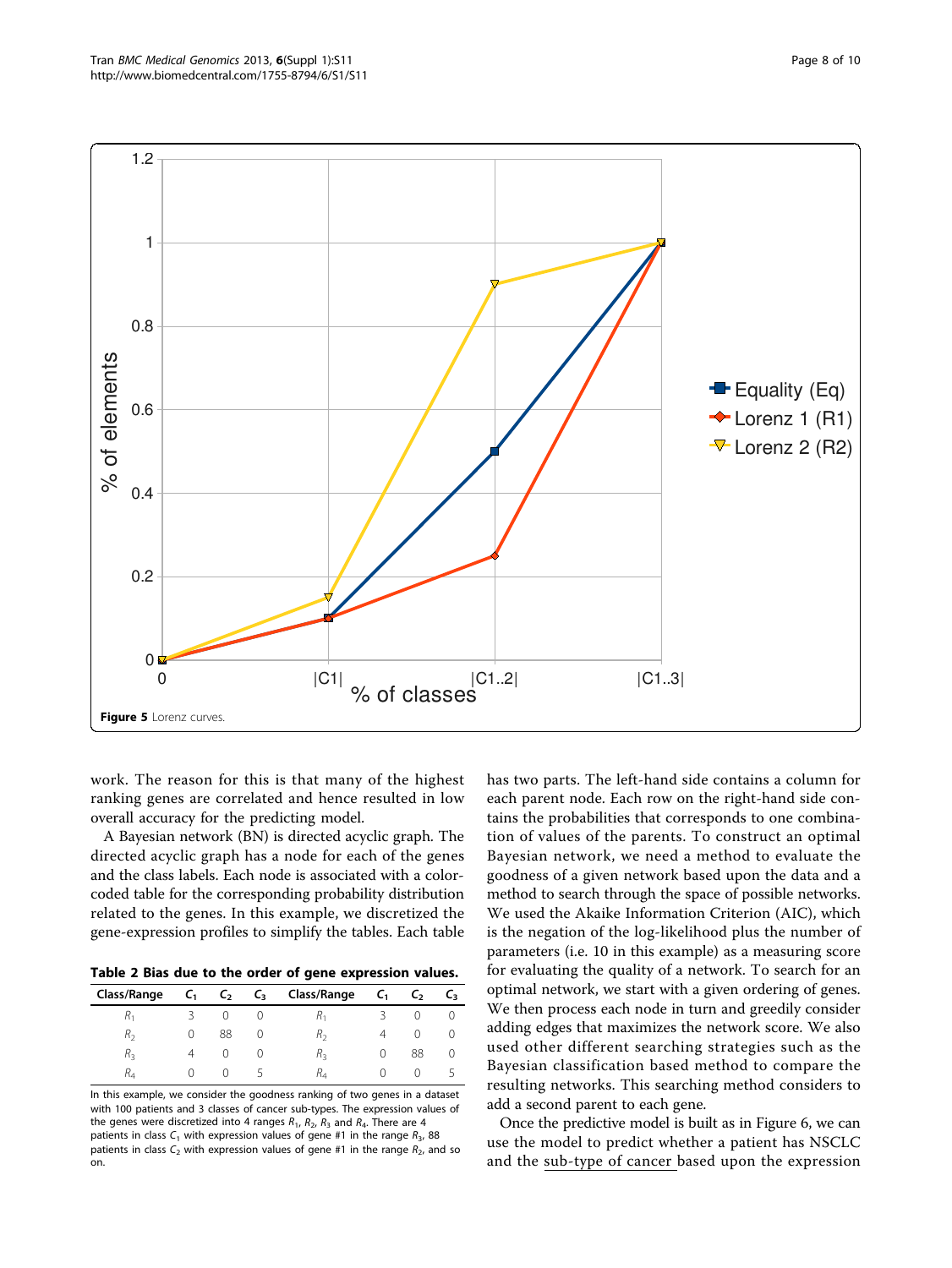**Figure 5** Lorenz curves.

work. The reason for this is that many of the highest ranking genes are correlated and hence resulted in low overall accuracy for the predicting model.

A Bayesian network (BN) is directed acyclic graph. The directed acyclic graph has a node for each of the genes and the class labels. Each node is associated with a color-coded table for the corresponding probability distribution related to the genes. In this example, we discretized the gene-expression profiles to simplify the tables. Each table has two parts. The left-hand side contains a column for each parent node. Each row on the right-hand side contains the probabilities that corresponds to one combination of values of the parents. To construct an optimal Bayesian network, we need a method to evaluate the goodness of a given network based upon the data and a method to search through the space of possible networks. We used the Akaike Information Criterion (AIC), which is the negation of the log-likelihood plus the number of parameters (i.e. 10 in this example) as a measuring score for evaluating the quality of a network. To search for an optimal network, we start with a given ordering of genes. We then process each node in turn and greedily consider adding edges that maximizes the network score. We also used other different searching strategies such as the Bayesian classification based method to compare the resulting networks. This searching method considers to add a second parent to each gene.

Once the predictive model is built as in Figure 6, we can use the model to predict whether a patient has NSCLC and the sub-type of cancer based upon the expression

**Table 2 Bias due to the order of gene expression values.**

| Class/Range | $C_1$ | $C_2$ | $C_3$ | Class/Range | $C_1$ | $C_2$ | $C_3$ |
|---|---|---|---|---|---|---|---|
| $R_1$ | 3 | 0 | 0 | $R_1$ | 3 | 0 | 0 |
| $R_2$ | 0 | 88 | 0 | $R_2$ | 4 | 0 | 0 |
| $R_3$ | 4 | 0 | 0 | $R_3$ | 0 | 88 | 0 |
| $R_4$ | 0 | 0 | 5 | $R_4$ | 0 | 0 | 5 |

In this example, we consider the goodness ranking of two genes in a dataset with 100 patients and 3 classes of cancer sub-types. The expression values of the genes were discretized into 4 ranges $R_1$, $R_2$, $R_3$ and $R_4$. There are 4 patients in class $C_1$ with expression values of gene #1 in the range $R_3$, 88 patients in class $C_2$ with expression values of gene #1 in the range $R_2$, and so on.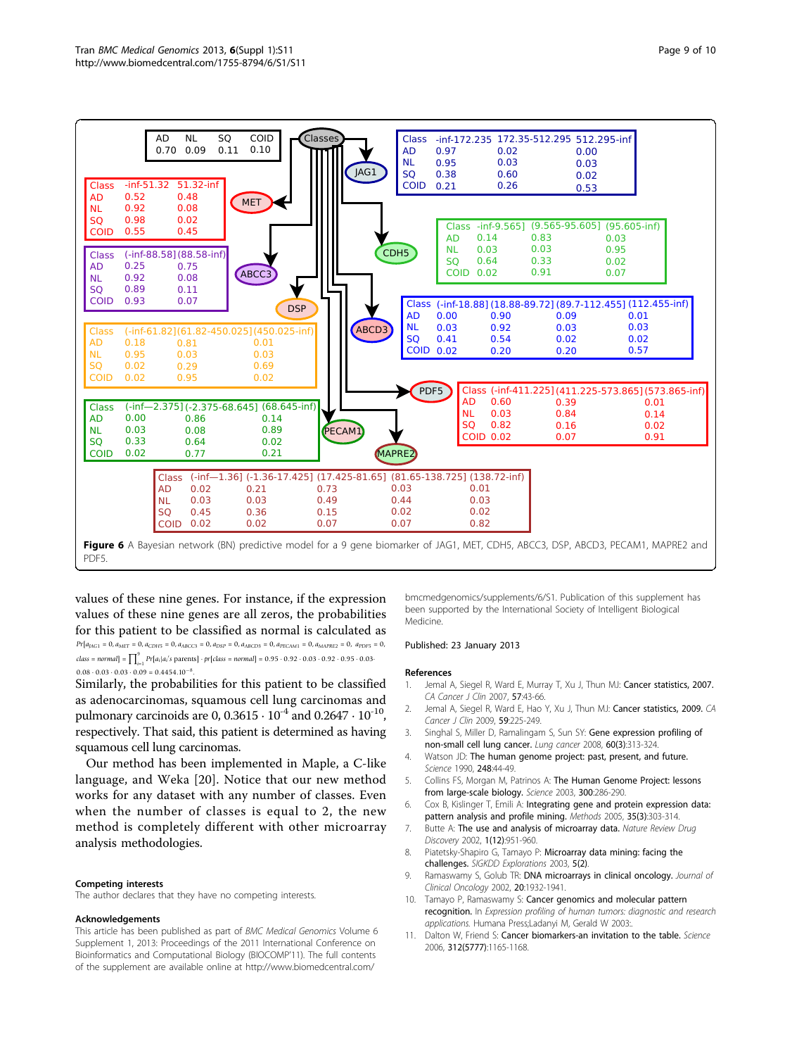| AD | NL | SQ | COID |
|---|---|---|---|
| 0.70 | 0.09 | 0.11 | 0.10 |

| Class | -inf-172.235 | 172.35-512.295 | 512.295-inf |
|---|---|---|---|
| AD | 0.97 | 0.02 | 0.00 |
| NL | 0.95 | 0.03 | 0.03 |
| SQ | 0.38 | 0.60 | 0.02 |
| COID | 0.21 | 0.26 | 0.53 |

| Class | -inf-51.32 | 51.32-inf |
|---|---|---|
| AD | 0.52 | 0.48 |
| NL | 0.92 | 0.08 |
| SQ | 0.98 | 0.02 |
| COID | 0.55 | 0.45 |

| Class | -inf-9.565] | (9.565-95.605] | (95.605-inf) |
|---|---|---|---|
| AD | 0.14 | 0.83 | 0.03 |
| NL | 0.03 | 0.03 | 0.95 |
| SQ | 0.64 | 0.33 | 0.02 |
| COID | 0.02 | 0.91 | 0.07 |

| Class | (-inf-88.58] | (88.58-inf) |
|---|---|---|
| AD | 0.25 | 0.75 |
| NL | 0.92 | 0.08 |
| SQ | 0.89 | 0.11 |
| COID | 0.93 | 0.07 |

| Class | (-inf-18.88] | (18.88-89.72] | (89.7-112.455] | (112.455-inf) |
|---|---|---|---|---|
| AD | 0.00 | 0.90 | 0.09 | 0.01 |
| NL | 0.03 | 0.92 | 0.03 | 0.03 |
| SQ | 0.41 | 0.54 | 0.02 | 0.02 |
| COID | 0.02 | 0.20 | 0.20 | 0.57 |

| Class | (-inf-61.82] | (61.82-450.025] | (450.025-inf) |
|---|---|---|---|
| AD | 0.18 | 0.81 | 0.01 |
| NL | 0.95 | 0.03 | 0.03 |
| SQ | 0.02 | 0.29 | 0.69 |
| COID | 0.02 | 0.95 | 0.02 |

| Class | (-inf-411.225] | (411.225-573.865] | (573.865-inf) |
|---|---|---|---|
| AD | 0.60 | 0.39 | 0.01 |
| NL | 0.03 | 0.84 | 0.14 |
| SQ | 0.82 | 0.16 | 0.02 |
| COID | 0.02 | 0.07 | 0.91 |

| Class | (-inf—2.375] | (-2.375-68.645] | (68.645-inf) |
|---|---|---|---|
| AD | 0.00 | 0.86 | 0.14 |
| NL | 0.03 | 0.08 | 0.89 |
| SQ | 0.33 | 0.64 | 0.02 |
| COID | 0.02 | 0.77 | 0.21 |

| Class | (-inf—1.36] | (-1.36-17.425] | (17.425-81.65] | (81.65-138.725] | (138.72-inf) |
|---|---|---|---|---|---|
| AD | 0.02 | 0.21 | 0.73 | 0.03 | 0.01 |
| NL | 0.03 | 0.03 | 0.49 | 0.44 | 0.03 |
| SQ | 0.45 | 0.36 | 0.15 | 0.02 | 0.02 |
| COID | 0.02 | 0.02 | 0.07 | 0.07 | 0.82 |

**Figure 6** A Bayesian network (BN) predictive model for a 9 gene biomarker of JAG1, MET, CDH5, ABCC3, DSP, ABCD3, PECAM1, MAPRE2 and PDF5.

values of these nine genes. For instance, if the expression values of these nine genes are all zeros, the probabilities for this patient to be classified as normal is calculated as $Pr[a_{JAG1} = 0, a_{MET} = 0, a_{CDH5} = 0, a_{ABCC3} = 0, a_{DSP} = 0, a_{ABCD3} = 0, a_{PECAM1} = 0, a_{MAPRE2} = 0, a_{PDF5} = 0, class = normal] = \prod_{i=1}^{9} Pr[a_i|a_i\text{'s parents}] \cdot pr[class = normal] = 0.95 \cdot 0.92 \cdot 0.03 \cdot 0.92 \cdot 0.95 \cdot 0.03 \cdot 0.08 \cdot 0.03 \cdot 0.03 \cdot 0.09 = 0.4454.10^{-8}$.

Similarly, the probabilities for this patient to be classified as adenocarcinomas, squamous cell lung carcinomas and pulmonary carcinoids are 0, $0.3615 \cdot 10^{-4}$ and $0.2647 \cdot 10^{-10}$, respectively. That said, this patient is determined as having squamous cell lung carcinomas.

Our method has been implemented in Maple, a C-like language, and Weka [20]. Notice that our new method works for any dataset with any number of classes. Even when the number of classes is equal to 2, the new method is completely different with other microarray analysis methodologies.

### Competing interests

The author declares that they have no competing interests.

### Acknowledgements

This article has been published as part of *BMC Medical Genomics* Volume 6 Supplement 1, 2013: Proceedings of the 2011 International Conference on Bioinformatics and Computational Biology (BIOCOMP'11). The full contents of the supplement are available online at http://www.biomedcentral.com/bmcmedgenomics/supplements/6/S1. Publication of this supplement has been supported by the International Society of Intelligent Biological Medicine.

Published: 23 January 2013

### References

1. Jemal A, Siegel R, Ward E, Murray T, Xu J, Thun MJ: **Cancer statistics, 2007.** *CA Cancer J Clin* 2007, **57**:43-66.
2. Jemal A, Siegel R, Ward E, Hao Y, Xu J, Thun MJ: **Cancer statistics, 2009.** *CA Cancer J Clin* 2009, **59**:225-249.
3. Singhal S, Miller D, Ramalingam S, Sun SY: **Gene expression profiling of non-small cell lung cancer.** *Lung cancer* 2008, **60(3)**:313-324.
4. Watson JD: **The human genome project: past, present, and future.** *Science* 1990, **248**:44-49.
5. Collins FS, Morgan M, Patrinos A: **The Human Genome Project: lessons from large-scale biology.** *Science* 2003, **300**:286-290.
6. Cox B, Kislinger T, Emili A: **Integrating gene and protein expression data: pattern analysis and profile mining.** *Methods* 2005, **35(3)**:303-314.
7. Butte A: **The use and analysis of microarray data.** *Nature Review Drug Discovery* 2002, **1(12)**:951-960.
8. Piatetsky-Shapiro G, Tamayo P: **Microarray data mining: facing the challenges.** *SIGKDD Explorations* 2003, **5(2)**.
9. Ramaswamy S, Golub TR: **DNA microarrays in clinical oncology.** *Journal of Clinical Oncology* 2002, **20**:1932-1941.
10. Tamayo P, Ramaswamy S: **Cancer genomics and molecular pattern recognition.** In *Expression profiling of human tumors: diagnostic and research applications.* Humana Press;Ladanyi M, Gerald W 2003:.
11. Dalton W, Friend S: **Cancer biomarkers-an invitation to the table.** *Science* 2006, **312(5777)**:1165-1168.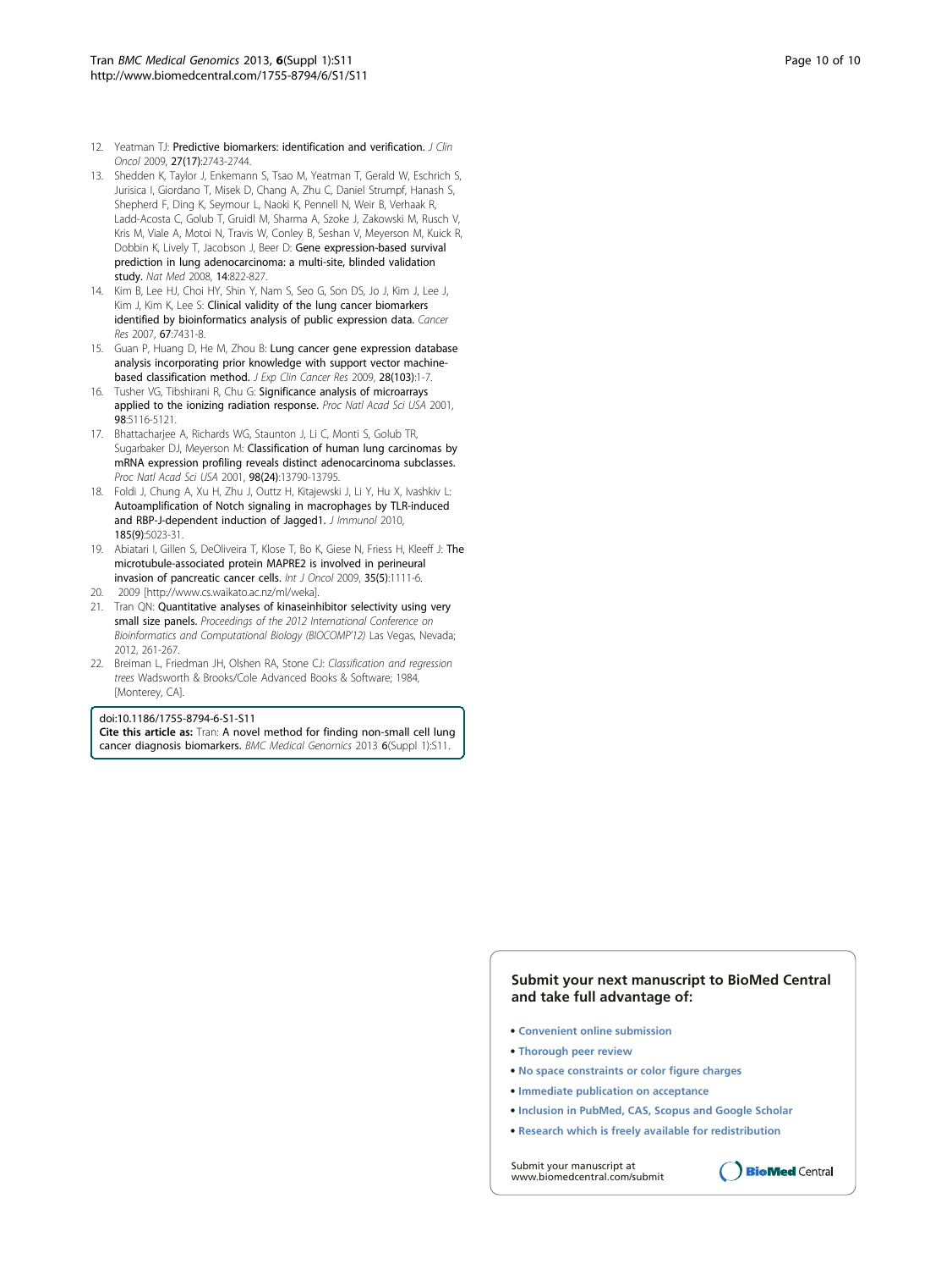12. Yeatman TJ: **Predictive biomarkers: identification and verification.** *J Clin Oncol* 2009, **27(17)**:2743-2744.
13. Shedden K, Taylor J, Enkemann S, Tsao M, Yeatman T, Gerald W, Eschrich S, Jurisica I, Giordano T, Misek D, Chang A, Zhu C, Daniel Strumpf, Hanash S, Shepherd F, Ding K, Seymour L, Naoki K, Pennell N, Weir B, Verhaak R, Ladd-Acosta C, Golub T, Gruidl M, Sharma A, Szoke J, Zakowski M, Rusch V, Kris M, Viale A, Motoi N, Travis W, Conley B, Seshan V, Meyerson M, Kuick R, Dobbin K, Lively T, Jacobson J, Beer D: **Gene expression-based survival prediction in lung adenocarcinoma: a multi-site, blinded validation study.** *Nat Med* 2008, **14**:822-827.
14. Kim B, Lee HJ, Choi HY, Shin Y, Nam S, Seo G, Son DS, Jo J, Kim J, Lee J, Kim J, Kim K, Lee S: **Clinical validity of the lung cancer biomarkers identified by bioinformatics analysis of public expression data.** *Cancer Res* 2007, **67**:7431-8.
15. Guan P, Huang D, He M, Zhou B: **Lung cancer gene expression database analysis incorporating prior knowledge with support vector machine-based classification method.** *J Exp Clin Cancer Res* 2009, **28(103)**:1-7.
16. Tusher VG, Tibshirani R, Chu G: **Significance analysis of microarrays applied to the ionizing radiation response.** *Proc Natl Acad Sci USA* 2001, **98**:5116-5121.
17. Bhattacharjee A, Richards WG, Staunton J, Li C, Monti S, Golub TR, Sugarbaker DJ, Meyerson M: **Classification of human lung carcinomas by mRNA expression profiling reveals distinct adenocarcinoma subclasses.** *Proc Natl Acad Sci USA* 2001, **98(24)**:13790-13795.
18. Foldi J, Chung A, Xu H, Zhu J, Outtz H, Kitajewski J, Li Y, Hu X, Ivashkiv L: **Autoamplification of Notch signaling in macrophages by TLR-induced and RBP-J-dependent induction of Jagged1.** *J Immunol* 2010, **185(9)**:5023-31.
19. Abiatari I, Gillen S, DeOliveira T, Klose T, Bo K, Giese N, Friess H, Kleeff J: **The microtubule-associated protein MAPRE2 is involved in perineural invasion of pancreatic cancer cells.** *Int J Oncol* 2009, **35(5)**:1111-6.
20. 2009 [http://www.cs.waikato.ac.nz/ml/weka].
21. Tran QN: **Quantitative analyses of kinaseinhibitor selectivity using very small size panels.** *Proceedings of the 2012 International Conference on Bioinformatics and Computational Biology (BIOCOMP'12)* Las Vegas, Nevada; 2012, 261-267.
22. Breiman L, Friedman JH, Olshen RA, Stone CJ: *Classification and regression trees* Wadsworth & Brooks/Cole Advanced Books & Software; 1984, [Monterey, CA].

doi:10.1186/1755-8794-6-S1-S11
**Cite this article as:** Tran: A novel method for finding non-small cell lung cancer diagnosis biomarkers. *BMC Medical Genomics* 2013 **6**(Suppl 1):S11.

**Submit your next manuscript to BioMed Central and take full advantage of:**

- **Convenient online submission**
- **Thorough peer review**
- **No space constraints or color figure charges**
- **Immediate publication on acceptance**
- **Inclusion in PubMed, CAS, Scopus and Google Scholar**
- **Research which is freely available for redistribution**

Submit your manuscript at
www.biomedcentral.com/submit

BioMed Central